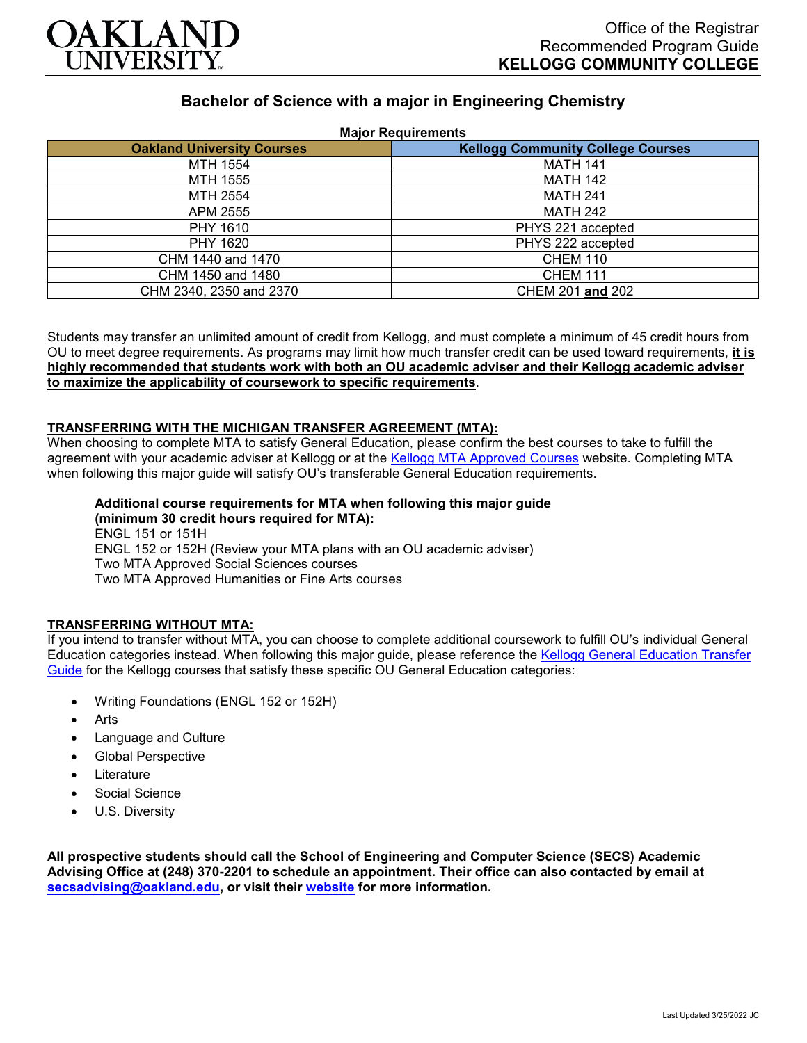Office of the Registrar
Recommended Program Guide
**KELLOGG COMMUNITY COLLEGE**

## Bachelor of Science with a major in Engineering Chemistry

**Major Requirements**

| Oakland University Courses | Kellogg Community College Courses |
|---|---|
| MTH 1554 | MATH 141 |
| MTH 1555 | MATH 142 |
| MTH 2554 | MATH 241 |
| APM 2555 | MATH 242 |
| PHY 1610 | PHYS 221 accepted |
| PHY 1620 | PHYS 222 accepted |
| CHM 1440 and 1470 | CHEM 110 |
| CHM 1450 and 1480 | CHEM 111 |
| CHM 2340, 2350 and 2370 | CHEM 201 **and** 202 |

Students may transfer an unlimited amount of credit from Kellogg, and must complete a minimum of 45 credit hours from OU to meet degree requirements. As programs may limit how much transfer credit can be used toward requirements, **it is highly recommended that students work with both an OU academic adviser and their Kellogg academic adviser to maximize the applicability of coursework to specific requirements**.

### TRANSFERRING WITH THE MICHIGAN TRANSFER AGREEMENT (MTA):

When choosing to complete MTA to satisfy General Education, please confirm the best courses to take to fulfill the agreement with your academic adviser at Kellogg or at the Kellogg MTA Approved Courses website. Completing MTA when following this major guide will satisfy OU's transferable General Education requirements.

**Additional course requirements for MTA when following this major guide (minimum 30 credit hours required for MTA):**
ENGL 151 or 151H
ENGL 152 or 152H (Review your MTA plans with an OU academic adviser)
Two MTA Approved Social Sciences courses
Two MTA Approved Humanities or Fine Arts courses

### TRANSFERRING WITHOUT MTA:

If you intend to transfer without MTA, you can choose to complete additional coursework to fulfill OU's individual General Education categories instead. When following this major guide, please reference the Kellogg General Education Transfer Guide for the Kellogg courses that satisfy these specific OU General Education categories:

- Writing Foundations (ENGL 152 or 152H)
- Arts
- Language and Culture
- Global Perspective
- Literature
- Social Science
- U.S. Diversity

**All prospective students should call the School of Engineering and Computer Science (SECS) Academic Advising Office at (248) 370-2201 to schedule an appointment. Their office can also contacted by email at secsadvising@oakland.edu, or visit their website for more information.**

Last Updated 3/25/2022 JC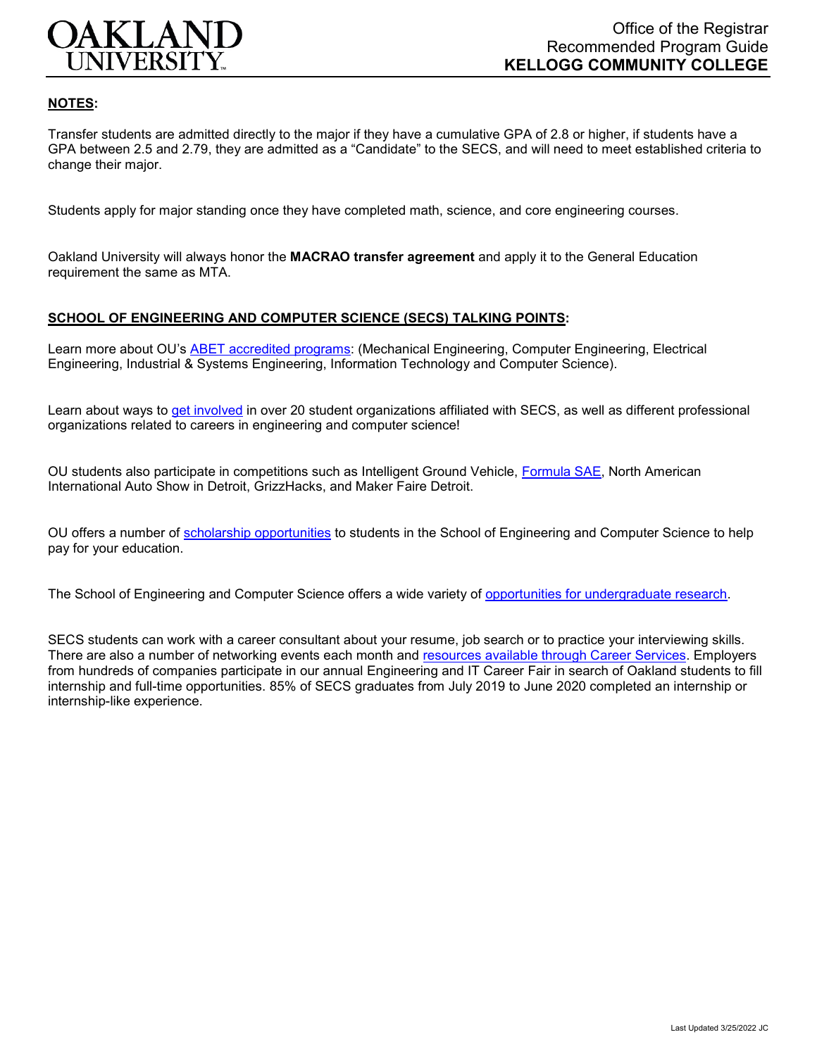**NOTES:**

Transfer students are admitted directly to the major if they have a cumulative GPA of 2.8 or higher, if students have a GPA between 2.5 and 2.79, they are admitted as a "Candidate" to the SECS, and will need to meet established criteria to change their major.

Students apply for major standing once they have completed math, science, and core engineering courses.

Oakland University will always honor the **MACRAO transfer agreement** and apply it to the General Education requirement the same as MTA.

**SCHOOL OF ENGINEERING AND COMPUTER SCIENCE (SECS) TALKING POINTS:**

Learn more about OU's ABET accredited programs: (Mechanical Engineering, Computer Engineering, Electrical Engineering, Industrial & Systems Engineering, Information Technology and Computer Science).

Learn about ways to get involved in over 20 student organizations affiliated with SECS, as well as different professional organizations related to careers in engineering and computer science!

OU students also participate in competitions such as Intelligent Ground Vehicle, Formula SAE, North American International Auto Show in Detroit, GrizzHacks, and Maker Faire Detroit.

OU offers a number of scholarship opportunities to students in the School of Engineering and Computer Science to help pay for your education.

The School of Engineering and Computer Science offers a wide variety of opportunities for undergraduate research.

SECS students can work with a career consultant about your resume, job search or to practice your interviewing skills. There are also a number of networking events each month and resources available through Career Services. Employers from hundreds of companies participate in our annual Engineering and IT Career Fair in search of Oakland students to fill internship and full-time opportunities. 85% of SECS graduates from July 2019 to June 2020 completed an internship or internship-like experience.